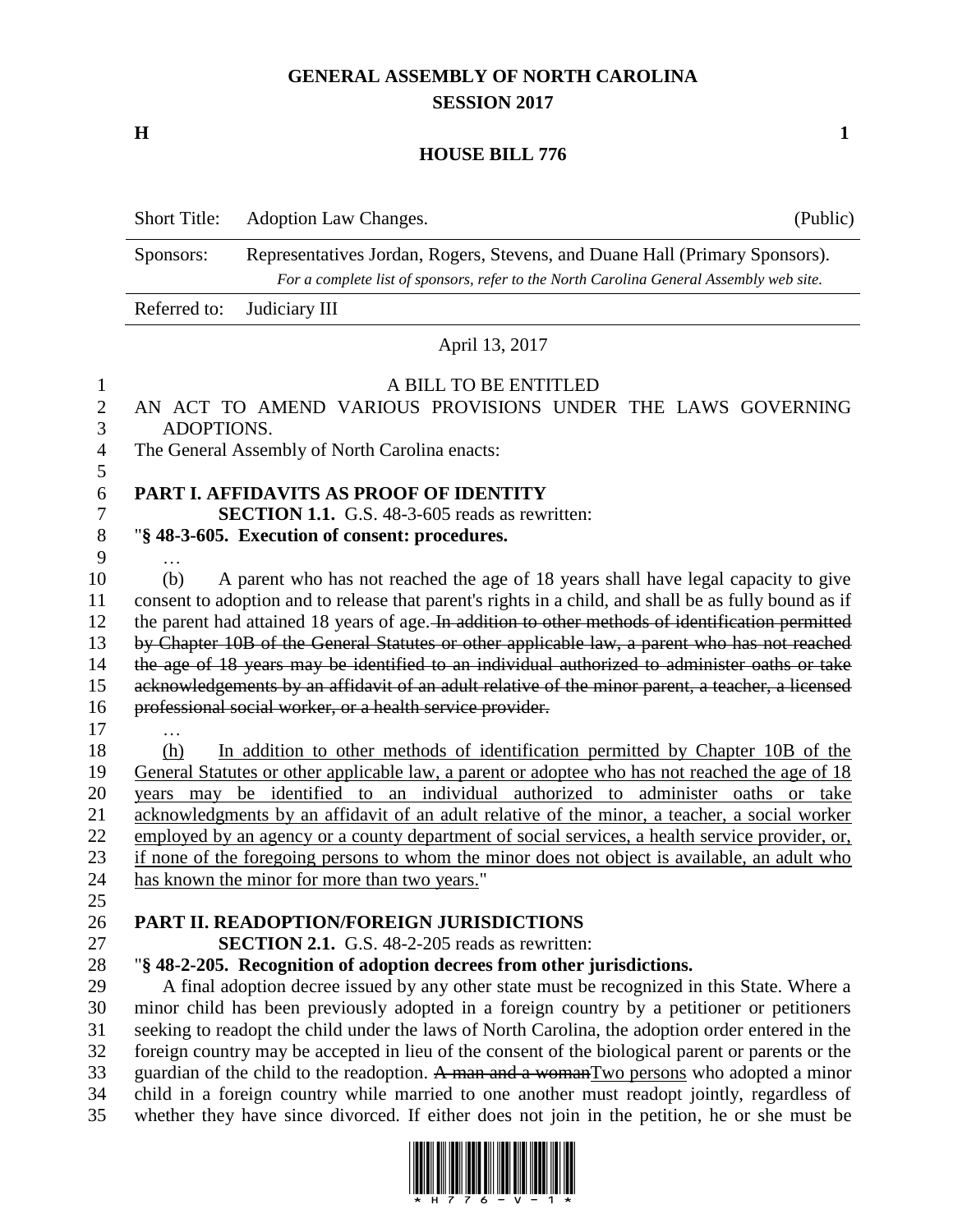# GENERAL ASSEMBLY OF NORTH CAROLINA
## SESSION 2017

**H** **1**

## HOUSE BILL 776

| Short Title: | Adoption Law Changes. | (Public) |
|---|---|---|
| Sponsors: | Representatives Jordan, Rogers, Stevens, and Duane Hall (Primary Sponsors). *For a complete list of sponsors, refer to the North Carolina General Assembly web site.* | |
| Referred to: | Judiciary III | |

April 13, 2017

A BILL TO BE ENTITLED

AN ACT TO AMEND VARIOUS PROVISIONS UNDER THE LAWS GOVERNING ADOPTIONS.

The General Assembly of North Carolina enacts:

**PART I. AFFIDAVITS AS PROOF OF IDENTITY**

**SECTION 1.1.** G.S. 48-3-605 reads as rewritten:

"**§ 48-3-605. Execution of consent: procedures.**

…

(b) A parent who has not reached the age of 18 years shall have legal capacity to give consent to adoption and to release that parent's rights in a child, and shall be as fully bound as if the parent had attained 18 years of age. ~~In addition to other methods of identification permitted by Chapter 10B of the General Statutes or other applicable law, a parent who has not reached the age of 18 years may be identified to an individual authorized to administer oaths or take acknowledgements by an affidavit of an adult relative of the minor parent, a teacher, a licensed professional social worker, or a health service provider.~~

…

<u>(h) In addition to other methods of identification permitted by Chapter 10B of the General Statutes or other applicable law, a parent or adoptee who has not reached the age of 18 years may be identified to an individual authorized to administer oaths or take acknowledgments by an affidavit of an adult relative of the minor, a teacher, a social worker employed by an agency or a county department of social services, a health service provider, or, if none of the foregoing persons to whom the minor does not object is available, an adult who has known the minor for more than two years.</u>"

**PART II. READOPTION/FOREIGN JURISDICTIONS**

**SECTION 2.1.** G.S. 48-2-205 reads as rewritten:

"**§ 48-2-205. Recognition of adoption decrees from other jurisdictions.**

A final adoption decree issued by any other state must be recognized in this State. Where a minor child has been previously adopted in a foreign country by a petitioner or petitioners seeking to readopt the child under the laws of North Carolina, the adoption order entered in the foreign country may be accepted in lieu of the consent of the biological parent or parents or the guardian of the child to the readoption. ~~A man and a woman~~<u>Two persons</u> who adopted a minor child in a foreign country while married to one another must readopt jointly, regardless of whether they have since divorced. If either does not join in the petition, he or she must be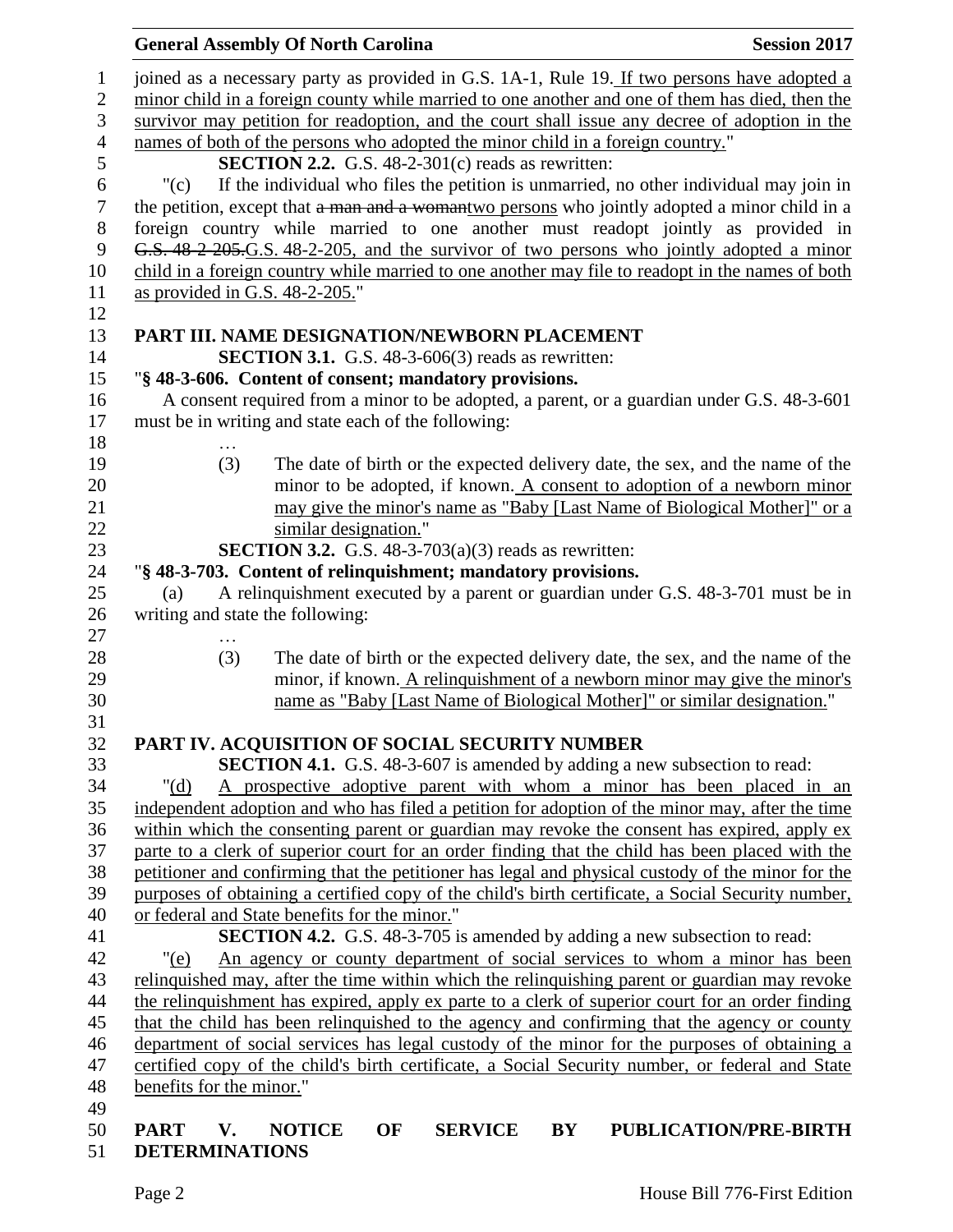joined as a necessary party as provided in G.S. 1A-1, Rule 19. If two persons have adopted a minor child in a foreign county while married to one another and one of them has died, then the survivor may petition for readoption, and the court shall issue any decree of adoption in the names of both of the persons who adopted the minor child in a foreign country."

**SECTION 2.2.** G.S. 48-2-301(c) reads as rewritten:

"(c) If the individual who files the petition is unmarried, no other individual may join in the petition, except that ~~a man and a woman~~two persons who jointly adopted a minor child in a foreign country while married to one another must readopt jointly as provided in ~~G.S. 48-2-205.~~G.S. 48-2-205, and the survivor of two persons who jointly adopted a minor child in a foreign country while married to one another may file to readopt in the names of both as provided in G.S. 48-2-205."

## PART III. NAME DESIGNATION/NEWBORN PLACEMENT

**SECTION 3.1.** G.S. 48-3-606(3) reads as rewritten:

"**§ 48-3-606. Content of consent; mandatory provisions.**

A consent required from a minor to be adopted, a parent, or a guardian under G.S. 48-3-601 must be in writing and state each of the following:

…

(3) The date of birth or the expected delivery date, the sex, and the name of the minor to be adopted, if known. A consent to adoption of a newborn minor may give the minor's name as "Baby [Last Name of Biological Mother]" or a similar designation."

**SECTION 3.2.** G.S. 48-3-703(a)(3) reads as rewritten:

"**§ 48-3-703. Content of relinquishment; mandatory provisions.**

(a) A relinquishment executed by a parent or guardian under G.S. 48-3-701 must be in writing and state the following:

…

(3) The date of birth or the expected delivery date, the sex, and the name of the minor, if known. A relinquishment of a newborn minor may give the minor's name as "Baby [Last Name of Biological Mother]" or similar designation."

## PART IV. ACQUISITION OF SOCIAL SECURITY NUMBER

**SECTION 4.1.** G.S. 48-3-607 is amended by adding a new subsection to read:

"(d) A prospective adoptive parent with whom a minor has been placed in an independent adoption and who has filed a petition for adoption of the minor may, after the time within which the consenting parent or guardian may revoke the consent has expired, apply ex parte to a clerk of superior court for an order finding that the child has been placed with the petitioner and confirming that the petitioner has legal and physical custody of the minor for the purposes of obtaining a certified copy of the child's birth certificate, a Social Security number, or federal and State benefits for the minor."

**SECTION 4.2.** G.S. 48-3-705 is amended by adding a new subsection to read:

"(e) An agency or county department of social services to whom a minor has been relinquished may, after the time within which the relinquishing parent or guardian may revoke the relinquishment has expired, apply ex parte to a clerk of superior court for an order finding that the child has been relinquished to the agency and confirming that the agency or county department of social services has legal custody of the minor for the purposes of obtaining a certified copy of the child's birth certificate, a Social Security number, or federal and State benefits for the minor."

## PART V. NOTICE OF SERVICE BY PUBLICATION/PRE-BIRTH DETERMINATIONS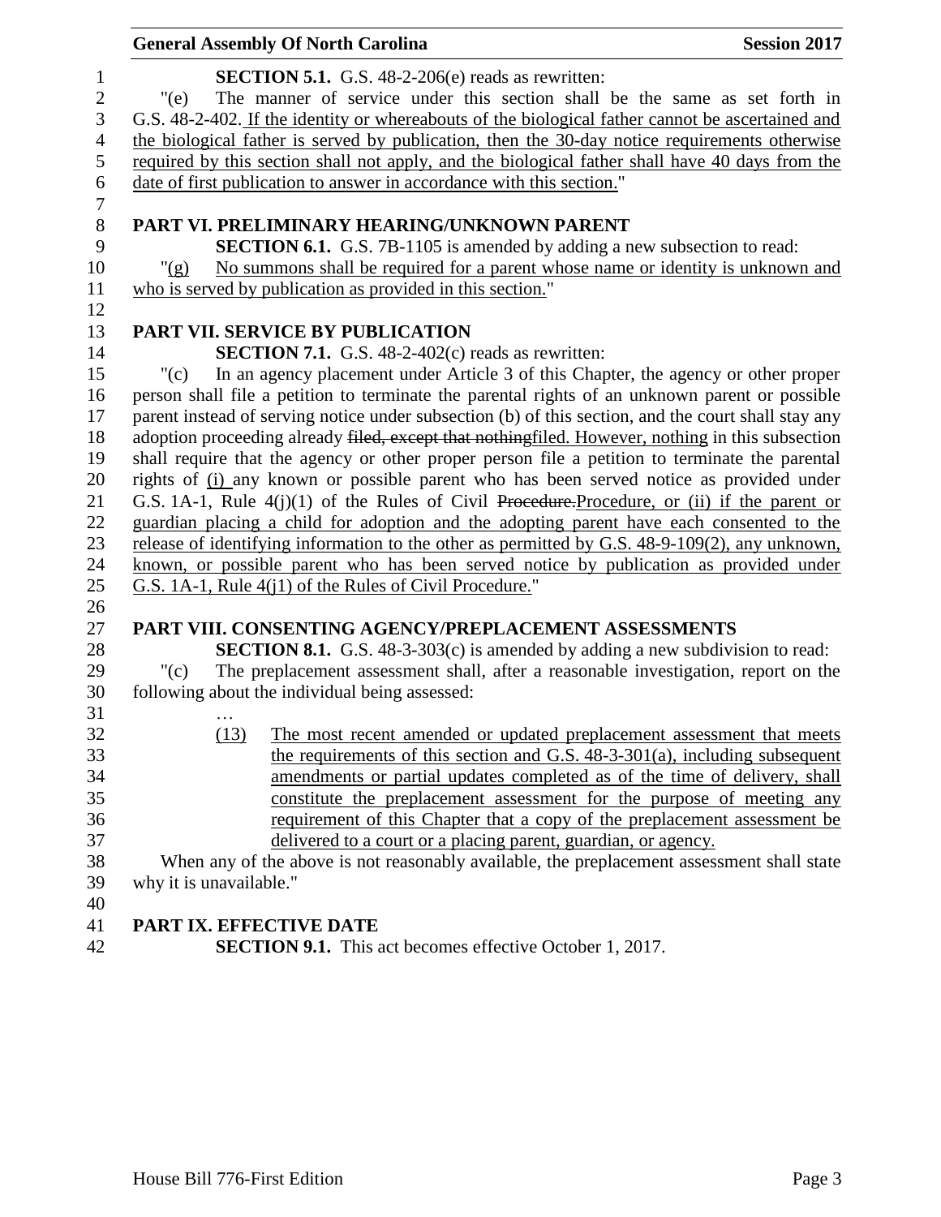**SECTION 5.1.** G.S. 48-2-206(e) reads as rewritten:

"(e) The manner of service under this section shall be the same as set forth in G.S. 48-2-402. If the identity or whereabouts of the biological father cannot be ascertained and the biological father is served by publication, then the 30-day notice requirements otherwise required by this section shall not apply, and the biological father shall have 40 days from the date of first publication to answer in accordance with this section."

## PART VI. PRELIMINARY HEARING/UNKNOWN PARENT

**SECTION 6.1.** G.S. 7B-1105 is amended by adding a new subsection to read:

"(g) No summons shall be required for a parent whose name or identity is unknown and who is served by publication as provided in this section."

## PART VII. SERVICE BY PUBLICATION

**SECTION 7.1.** G.S. 48-2-402(c) reads as rewritten:

"(c) In an agency placement under Article 3 of this Chapter, the agency or other proper person shall file a petition to terminate the parental rights of an unknown parent or possible parent instead of serving notice under subsection (b) of this section, and the court shall stay any adoption proceeding already ~~filed, except that nothing~~filed. However, nothing in this subsection shall require that the agency or other proper person file a petition to terminate the parental rights of (i) any known or possible parent who has been served notice as provided under G.S. 1A-1, Rule 4(j)(1) of the Rules of Civil ~~Procedure.~~Procedure, or (ii) if the parent or guardian placing a child for adoption and the adopting parent have each consented to the release of identifying information to the other as permitted by G.S. 48-9-109(2), any unknown, known, or possible parent who has been served notice by publication as provided under G.S. 1A-1, Rule 4(j1) of the Rules of Civil Procedure."

## PART VIII. CONSENTING AGENCY/PREPLACEMENT ASSESSMENTS

**SECTION 8.1.** G.S. 48-3-303(c) is amended by adding a new subdivision to read:

"(c) The preplacement assessment shall, after a reasonable investigation, report on the following about the individual being assessed:

…

(13) The most recent amended or updated preplacement assessment that meets the requirements of this section and G.S. 48-3-301(a), including subsequent amendments or partial updates completed as of the time of delivery, shall constitute the preplacement assessment for the purpose of meeting any requirement of this Chapter that a copy of the preplacement assessment be delivered to a court or a placing parent, guardian, or agency.

When any of the above is not reasonably available, the preplacement assessment shall state why it is unavailable."

## PART IX. EFFECTIVE DATE

**SECTION 9.1.** This act becomes effective October 1, 2017.